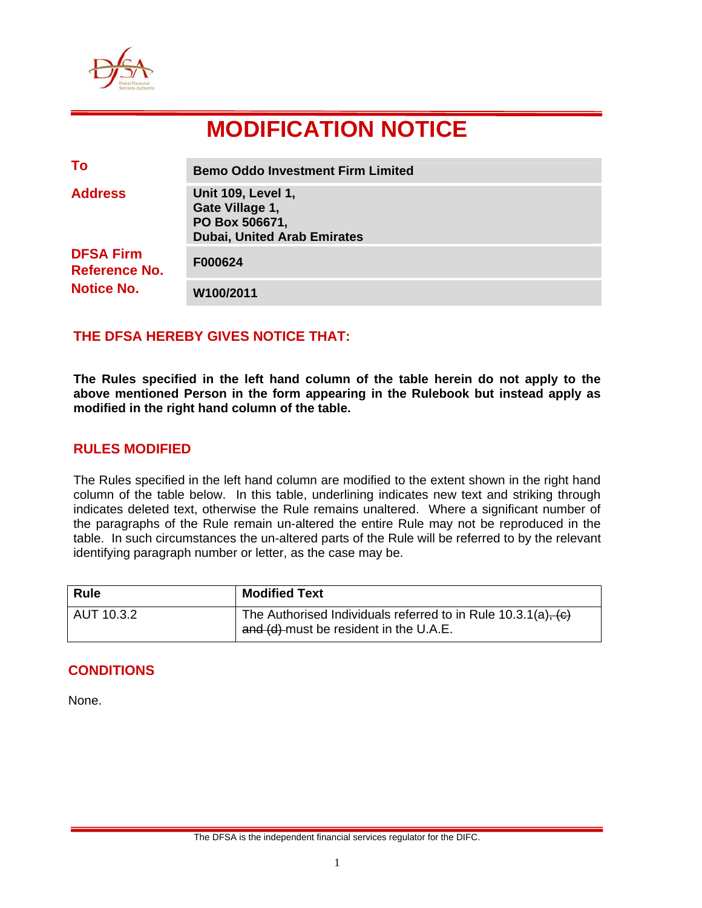# MODIFICATION NOTICE

| | |
|---|---|
| **To** | **Bemo Oddo Investment Firm Limited** |
| **Address** | **Unit 109, Level 1,<br>Gate Village 1,<br>PO Box 506671,<br>Dubai, United Arab Emirates** |
| **DFSA Firm Reference No.** | **F000624** |
| **Notice No.** | **W100/2011** |

## THE DFSA HEREBY GIVES NOTICE THAT:

**The Rules specified in the left hand column of the table herein do not apply to the above mentioned Person in the form appearing in the Rulebook but instead apply as modified in the right hand column of the table.**

## RULES MODIFIED

The Rules specified in the left hand column are modified to the extent shown in the right hand column of the table below. In this table, underlining indicates new text and striking through indicates deleted text, otherwise the Rule remains unaltered. Where a significant number of the paragraphs of the Rule remain un-altered the entire Rule may not be reproduced in the table. In such circumstances the un-altered parts of the Rule will be referred to by the relevant identifying paragraph number or letter, as the case may be.

| Rule | Modified Text |
|---|---|
| AUT 10.3.2 | The Authorised Individuals referred to in Rule 10.3.1(a)~~, (c) and (d)~~ must be resident in the U.A.E. |

## CONDITIONS

None.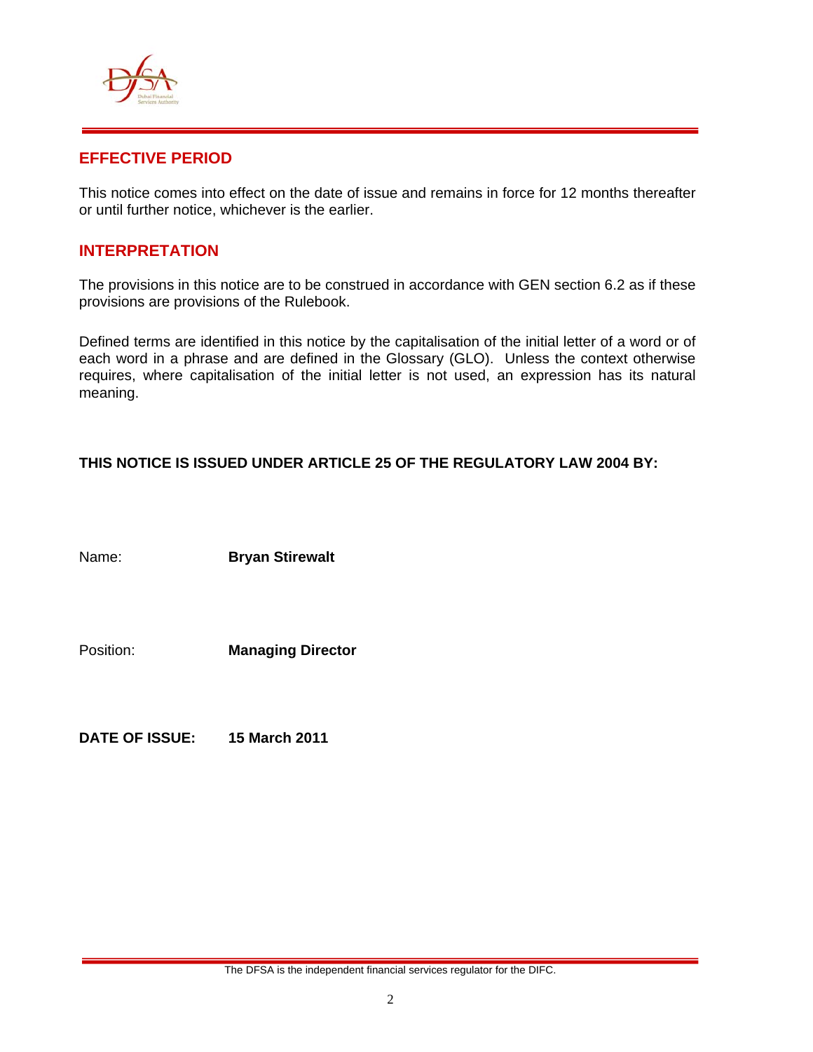## EFFECTIVE PERIOD

This notice comes into effect on the date of issue and remains in force for 12 months thereafter or until further notice, whichever is the earlier.

## INTERPRETATION

The provisions in this notice are to be construed in accordance with GEN section 6.2 as if these provisions are provisions of the Rulebook.

Defined terms are identified in this notice by the capitalisation of the initial letter of a word or of each word in a phrase and are defined in the Glossary (GLO). Unless the context otherwise requires, where capitalisation of the initial letter is not used, an expression has its natural meaning.

**THIS NOTICE IS ISSUED UNDER ARTICLE 25 OF THE REGULATORY LAW 2004 BY:**

Name: **Bryan Stirewalt**

Position: **Managing Director**

**DATE OF ISSUE: 15 March 2011**

The DFSA is the independent financial services regulator for the DIFC.